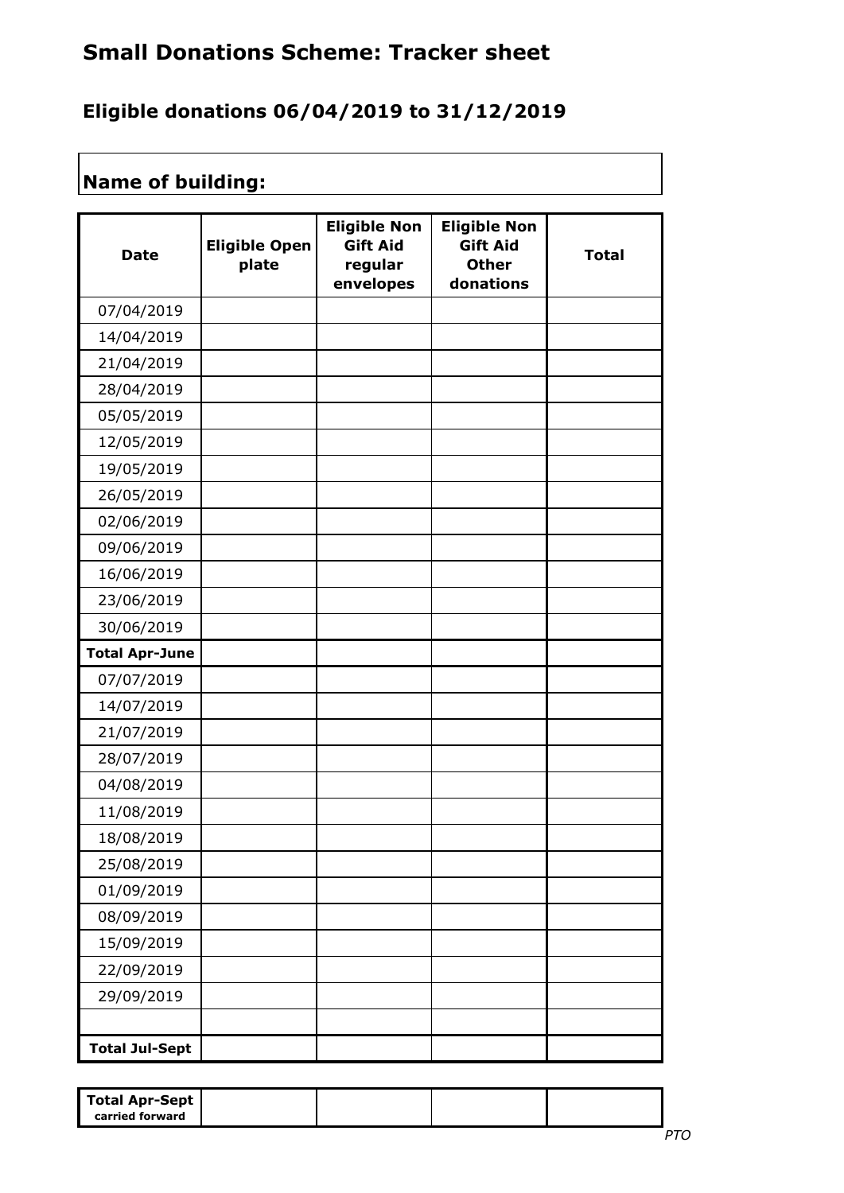# Small Donations Scheme: Tracker sheet

## Eligible donations 06/04/2019 to 31/12/2019

**Name of building:**

| Date | Eligible Open plate | Eligible Non Gift Aid regular envelopes | Eligible Non Gift Aid Other donations | Total |
|---|---|---|---|---|
| 07/04/2019 | | | | |
| 14/04/2019 | | | | |
| 21/04/2019 | | | | |
| 28/04/2019 | | | | |
| 05/05/2019 | | | | |
| 12/05/2019 | | | | |
| 19/05/2019 | | | | |
| 26/05/2019 | | | | |
| 02/06/2019 | | | | |
| 09/06/2019 | | | | |
| 16/06/2019 | | | | |
| 23/06/2019 | | | | |
| 30/06/2019 | | | | |
| **Total Apr-June** | | | | |
| 07/07/2019 | | | | |
| 14/07/2019 | | | | |
| 21/07/2019 | | | | |
| 28/07/2019 | | | | |
| 04/08/2019 | | | | |
| 11/08/2019 | | | | |
| 18/08/2019 | | | | |
| 25/08/2019 | | | | |
| 01/09/2019 | | | | |
| 08/09/2019 | | | | |
| 15/09/2019 | | | | |
| 22/09/2019 | | | | |
| 29/09/2019 | | | | |
| | | | | |
| **Total Jul-Sept** | | | | |

| **Total Apr-Sept carried forward** | | | | |
|---|---|---|---|---|

*PTO*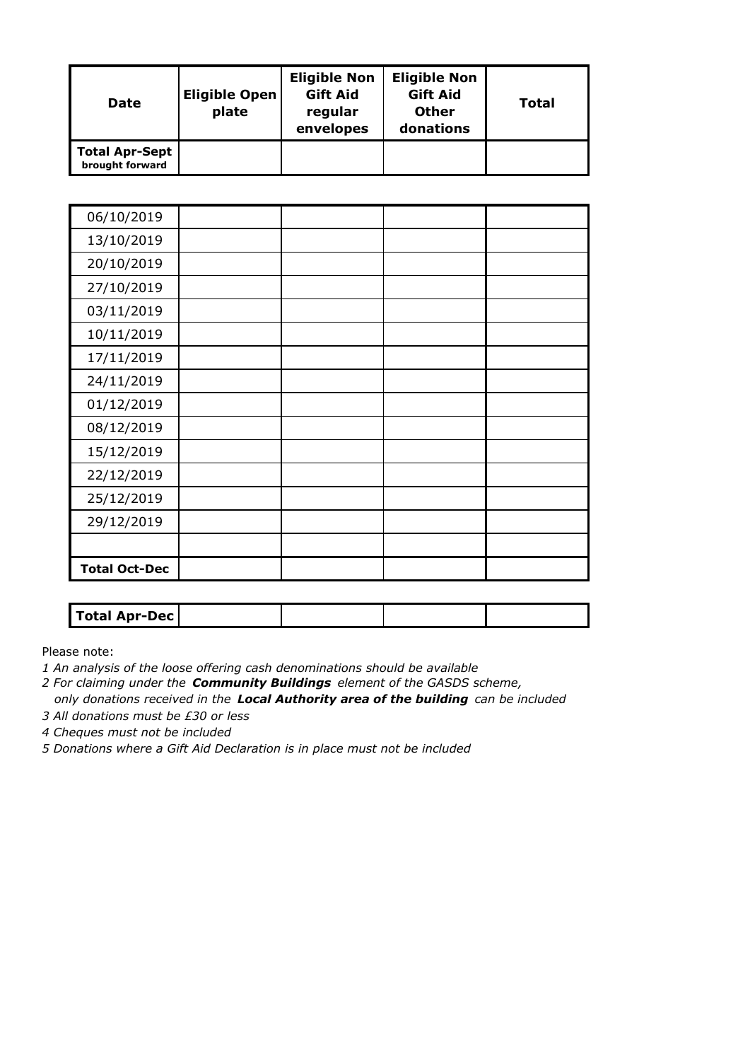| Date | Eligible Open plate | Eligible Non Gift Aid regular envelopes | Eligible Non Gift Aid Other donations | Total |
|---|---|---|---|---|
| **Total Apr-Sept** brought forward | | | | |
| 06/10/2019 | | | | |
| 13/10/2019 | | | | |
| 20/10/2019 | | | | |
| 27/10/2019 | | | | |
| 03/11/2019 | | | | |
| 10/11/2019 | | | | |
| 17/11/2019 | | | | |
| 24/11/2019 | | | | |
| 01/12/2019 | | | | |
| 08/12/2019 | | | | |
| 15/12/2019 | | | | |
| 22/12/2019 | | | | |
| 25/12/2019 | | | | |
| 29/12/2019 | | | | |
| | | | | |
| **Total Oct-Dec** | | | | |
| **Total Apr-Dec** | | | | |

Please note:

*1 An analysis of the loose offering cash denominations should be available*

*2 For claiming under the **Community Buildings** element of the GASDS scheme, only donations received in the **Local Authority area of the building** can be included*

*3 All donations must be £30 or less*

*4 Cheques must not be included*

*5 Donations where a Gift Aid Declaration is in place must not be included*